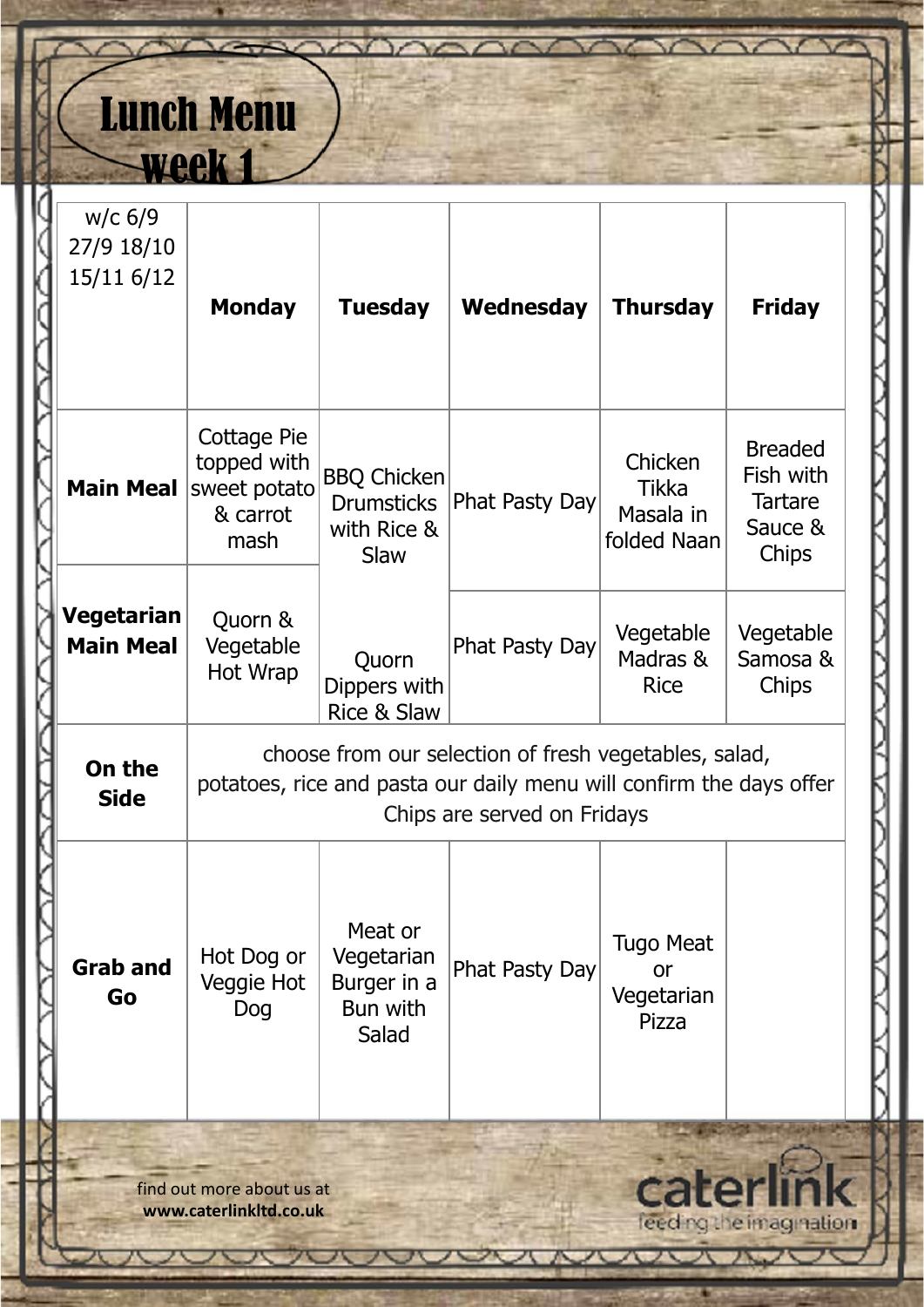# Lunch Menu week 1

| w/c 6/9 27/9 18/10 15/11 6/12 | Monday | Tuesday | Wednesday | Thursday | Friday |
|---|---|---|---|---|---|
| **Main Meal** | Cottage Pie topped with sweet potato & carrot mash | BBQ Chicken Drumsticks with Rice & Slaw | Phat Pasty Day | Chicken Tikka Masala in folded Naan | Breaded Fish with Tartare Sauce & Chips |
| **Vegetarian Main Meal** | Quorn & Vegetable Hot Wrap | Quorn Dippers with Rice & Slaw | Phat Pasty Day | Vegetable Madras & Rice | Vegetable Samosa & Chips |
| **On the Side** | choose from our selection of fresh vegetables, salad, potatoes, rice and pasta our daily menu will confirm the days offer Chips are served on Fridays | | | | |
| **Grab and Go** | Hot Dog or Veggie Hot Dog | Meat or Vegetarian Burger in a Bun with Salad | Phat Pasty Day | Tugo Meat or Vegetarian Pizza | |

find out more about us at **www.caterlinkltd.co.uk**

caterlink feeding the imagination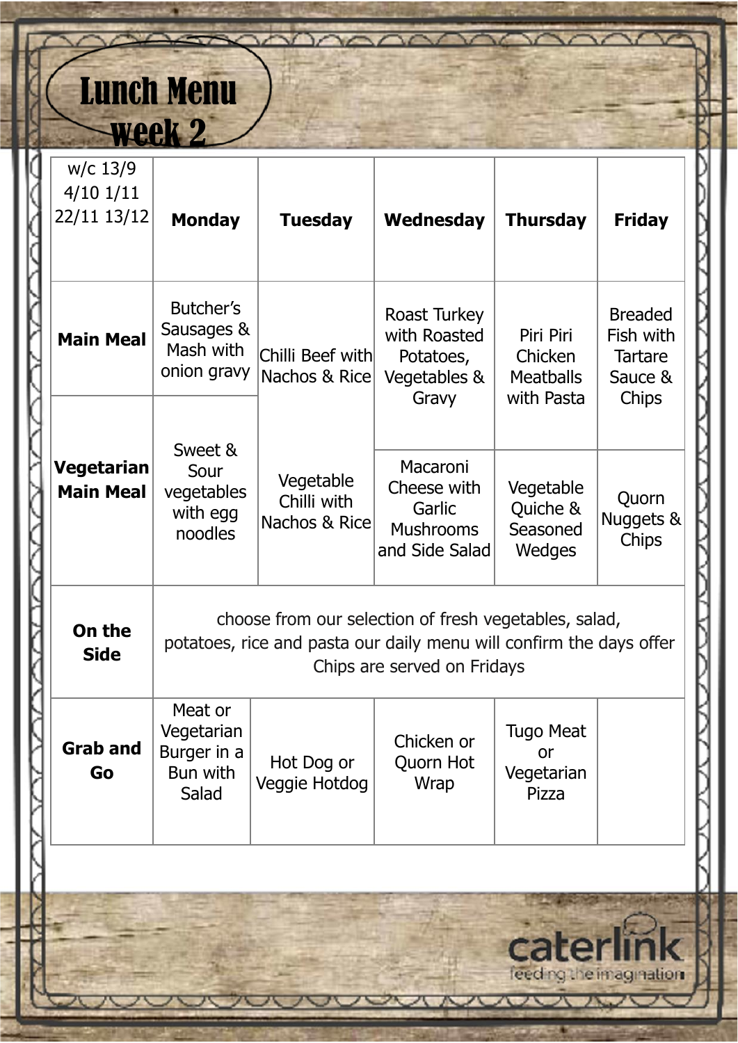# Lunch Menu week 2

| w/c 13/9 4/10 1/11 22/11 13/12 | Monday | Tuesday | Wednesday | Thursday | Friday |
|---|---|---|---|---|---|
| **Main Meal** | Butcher's Sausages & Mash with onion gravy | Chilli Beef with Nachos & Rice | Roast Turkey with Roasted Potatoes, Vegetables & Gravy | Piri Piri Chicken Meatballs with Pasta | Breaded Fish with Tartare Sauce & Chips |
| **Vegetarian Main Meal** | Sweet & Sour vegetables with egg noodles | Vegetable Chilli with Nachos & Rice | Macaroni Cheese with Garlic Mushrooms and Side Salad | Vegetable Quiche & Seasoned Wedges | Quorn Nuggets & Chips |
| **On the Side** | choose from our selection of fresh vegetables, salad, potatoes, rice and pasta our daily menu will confirm the days offer Chips are served on Fridays | | | | |
| **Grab and Go** | Meat or Vegetarian Burger in a Bun with Salad | Hot Dog or Veggie Hotdog | Chicken or Quorn Hot Wrap | Tugo Meat or Vegetarian Pizza | |

caterlink
feeding the imagination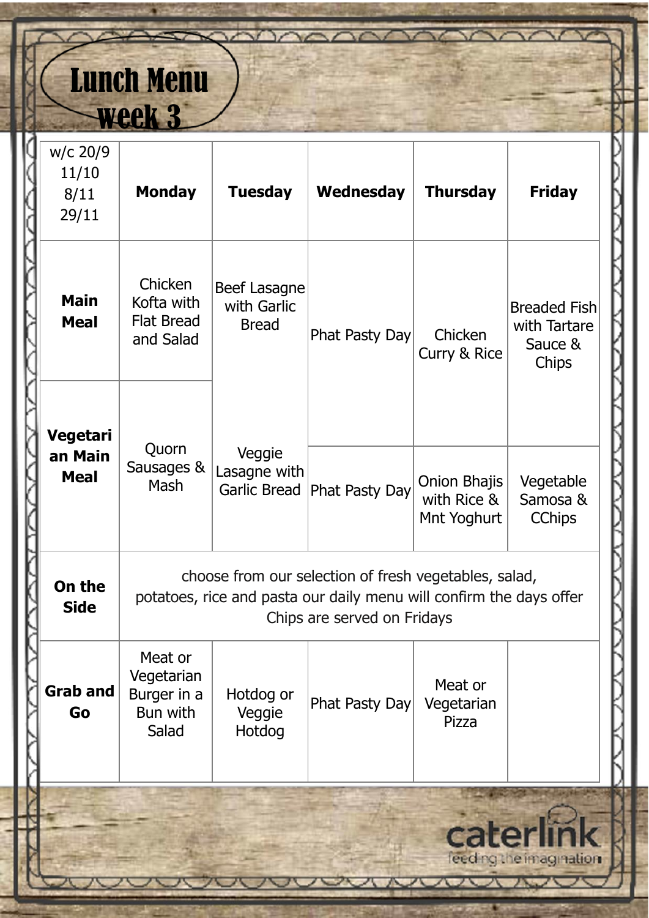# Lunch Menu week 3

| w/c 20/9 11/10 8/11 29/11 | Monday | Tuesday | Wednesday | Thursday | Friday |
|---|---|---|---|---|---|
| **Main Meal** | Chicken Kofta with Flat Bread and Salad | Beef Lasagne with Garlic Bread | Phat Pasty Day | Chicken Curry & Rice | Breaded Fish with Tartare Sauce & Chips |
| **Vegetarian Main Meal** | Quorn Sausages & Mash | Veggie Lasagne with Garlic Bread | Phat Pasty Day | Onion Bhajis with Rice & Mnt Yoghurt | Vegetable Samosa & CChips |
| **On the Side** | choose from our selection of fresh vegetables, salad, potatoes, rice and pasta our daily menu will confirm the days offer Chips are served on Fridays | | | | |
| **Grab and Go** | Meat or Vegetarian Burger in a Bun with Salad | Hotdog or Veggie Hotdog | Phat Pasty Day | Meat or Vegetarian Pizza | |

caterlink
feeding the imagination